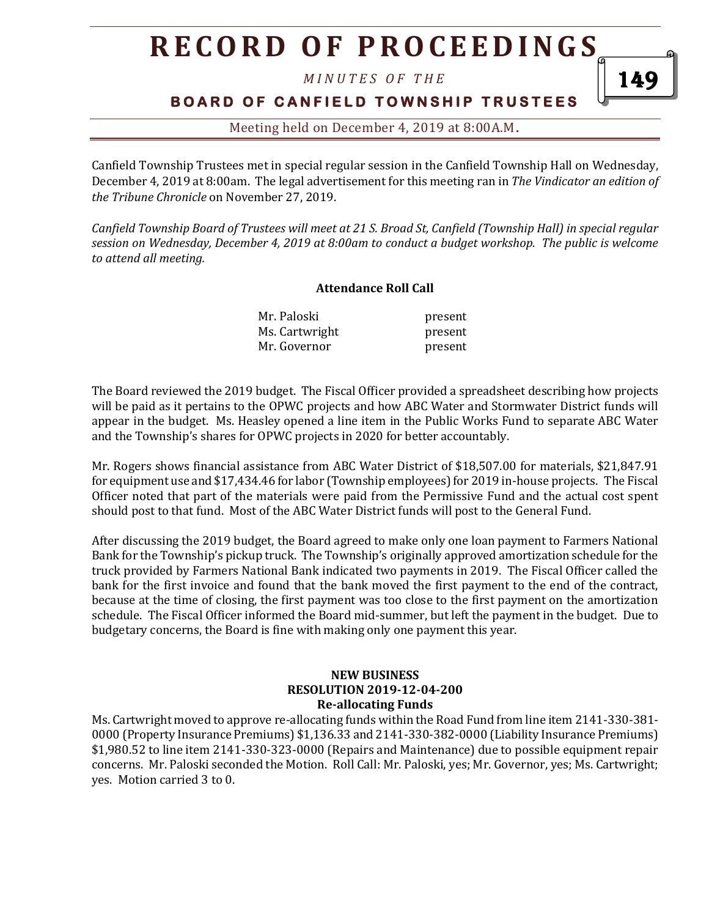# RECORD OF PROCEEDINGS

*MINUTES OF THE*

**BOARD OF CANFIELD TOWNSHIP TRUSTEES**

Meeting held on December 4, 2019 at 8:00A.M.

Canfield Township Trustees met in special regular session in the Canfield Township Hall on Wednesday, December 4, 2019 at 8:00am. The legal advertisement for this meeting ran in *The Vindicator an edition of the Tribune Chronicle* on November 27, 2019.

*Canfield Township Board of Trustees will meet at 21 S. Broad St, Canfield (Township Hall) in special regular session on Wednesday, December 4, 2019 at 8:00am to conduct a budget workshop. The public is welcome to attend all meeting.*

**Attendance Roll Call**

| | |
|---|---|
| Mr. Paloski | present |
| Ms. Cartwright | present |
| Mr. Governor | present |

The Board reviewed the 2019 budget. The Fiscal Officer provided a spreadsheet describing how projects will be paid as it pertains to the OPWC projects and how ABC Water and Stormwater District funds will appear in the budget. Ms. Heasley opened a line item in the Public Works Fund to separate ABC Water and the Township's shares for OPWC projects in 2020 for better accountably.

Mr. Rogers shows financial assistance from ABC Water District of $18,507.00 for materials, $21,847.91 for equipment use and $17,434.46 for labor (Township employees) for 2019 in-house projects. The Fiscal Officer noted that part of the materials were paid from the Permissive Fund and the actual cost spent should post to that fund. Most of the ABC Water District funds will post to the General Fund.

After discussing the 2019 budget, the Board agreed to make only one loan payment to Farmers National Bank for the Township's pickup truck. The Township's originally approved amortization schedule for the truck provided by Farmers National Bank indicated two payments in 2019. The Fiscal Officer called the bank for the first invoice and found that the bank moved the first payment to the end of the contract, because at the time of closing, the first payment was too close to the first payment on the amortization schedule. The Fiscal Officer informed the Board mid-summer, but left the payment in the budget. Due to budgetary concerns, the Board is fine with making only one payment this year.

**NEW BUSINESS**
**RESOLUTION 2019-12-04-200**
**Re-allocating Funds**

Ms. Cartwright moved to approve re-allocating funds within the Road Fund from line item 2141-330-381-0000 (Property Insurance Premiums) $1,136.33 and 2141-330-382-0000 (Liability Insurance Premiums) $1,980.52 to line item 2141-330-323-0000 (Repairs and Maintenance) due to possible equipment repair concerns. Mr. Paloski seconded the Motion. Roll Call: Mr. Paloski, yes; Mr. Governor, yes; Ms. Cartwright; yes. Motion carried 3 to 0.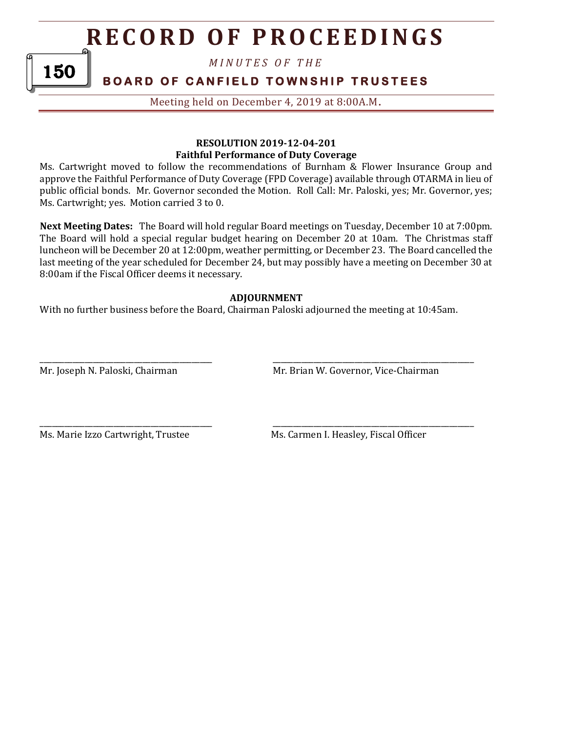**RESOLUTION 2019-12-04-201**
**Faithful Performance of Duty Coverage**

Ms. Cartwright moved to follow the recommendations of Burnham & Flower Insurance Group and approve the Faithful Performance of Duty Coverage (FPD Coverage) available through OTARMA in lieu of public official bonds. Mr. Governor seconded the Motion. Roll Call: Mr. Paloski, yes; Mr. Governor, yes; Ms. Cartwright; yes. Motion carried 3 to 0.

**Next Meeting Dates:** The Board will hold regular Board meetings on Tuesday, December 10 at 7:00pm. The Board will hold a special regular budget hearing on December 20 at 10am. The Christmas staff luncheon will be December 20 at 12:00pm, weather permitting, or December 23. The Board cancelled the last meeting of the year scheduled for December 24, but may possibly have a meeting on December 30 at 8:00am if the Fiscal Officer deems it necessary.

**ADJOURNMENT**

With no further business before the Board, Chairman Paloski adjourned the meeting at 10:45am.

\_\_\_\_\_\_\_\_\_\_\_\_\_\_\_\_\_\_\_\_\_\_\_\_\_\_\_\_\_\_\_\_\_\_\_\_\_\_\_\_
Mr. Joseph N. Paloski, Chairman

\_\_\_\_\_\_\_\_\_\_\_\_\_\_\_\_\_\_\_\_\_\_\_\_\_\_\_\_\_\_\_\_\_\_\_\_\_\_\_\_
Mr. Brian W. Governor, Vice-Chairman

\_\_\_\_\_\_\_\_\_\_\_\_\_\_\_\_\_\_\_\_\_\_\_\_\_\_\_\_\_\_\_\_\_\_\_\_\_\_\_\_
Ms. Marie Izzo Cartwright, Trustee

\_\_\_\_\_\_\_\_\_\_\_\_\_\_\_\_\_\_\_\_\_\_\_\_\_\_\_\_\_\_\_\_\_\_\_\_\_\_\_\_
Ms. Carmen I. Heasley, Fiscal Officer